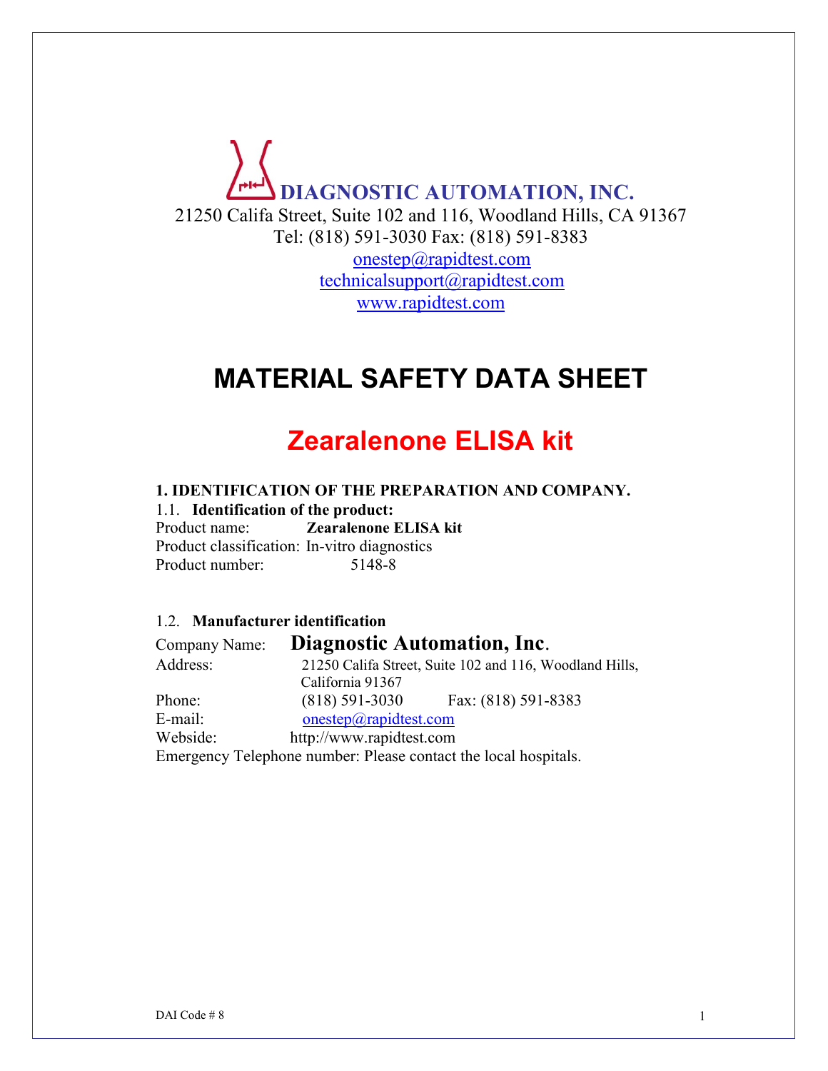**DIAGNOSTIC AUTOMATION, INC.**

21250 Califa Street, Suite 102 and 116, Woodland Hills, CA 91367
Tel: (818) 591-3030 Fax: (818) 591-8383
onestep@rapidtest.com
technicalsupport@rapidtest.com
www.rapidtest.com

# MATERIAL SAFETY DATA SHEET

## Zearalenone ELISA kit

### 1. IDENTIFICATION OF THE PREPARATION AND COMPANY.

1.1. **Identification of the product:**

Product name: **Zearalenone ELISA kit**
Product classification: In-vitro diagnostics
Product number: 5148-8

1.2. **Manufacturer identification**

Company Name: **Diagnostic Automation, Inc.**
Address: 21250 Califa Street, Suite 102 and 116, Woodland Hills, California 91367
Phone: (818) 591-3030 Fax: (818) 591-8383
E-mail: onestep@rapidtest.com
Webside: http://www.rapidtest.com
Emergency Telephone number: Please contact the local hospitals.

DAI Code # 8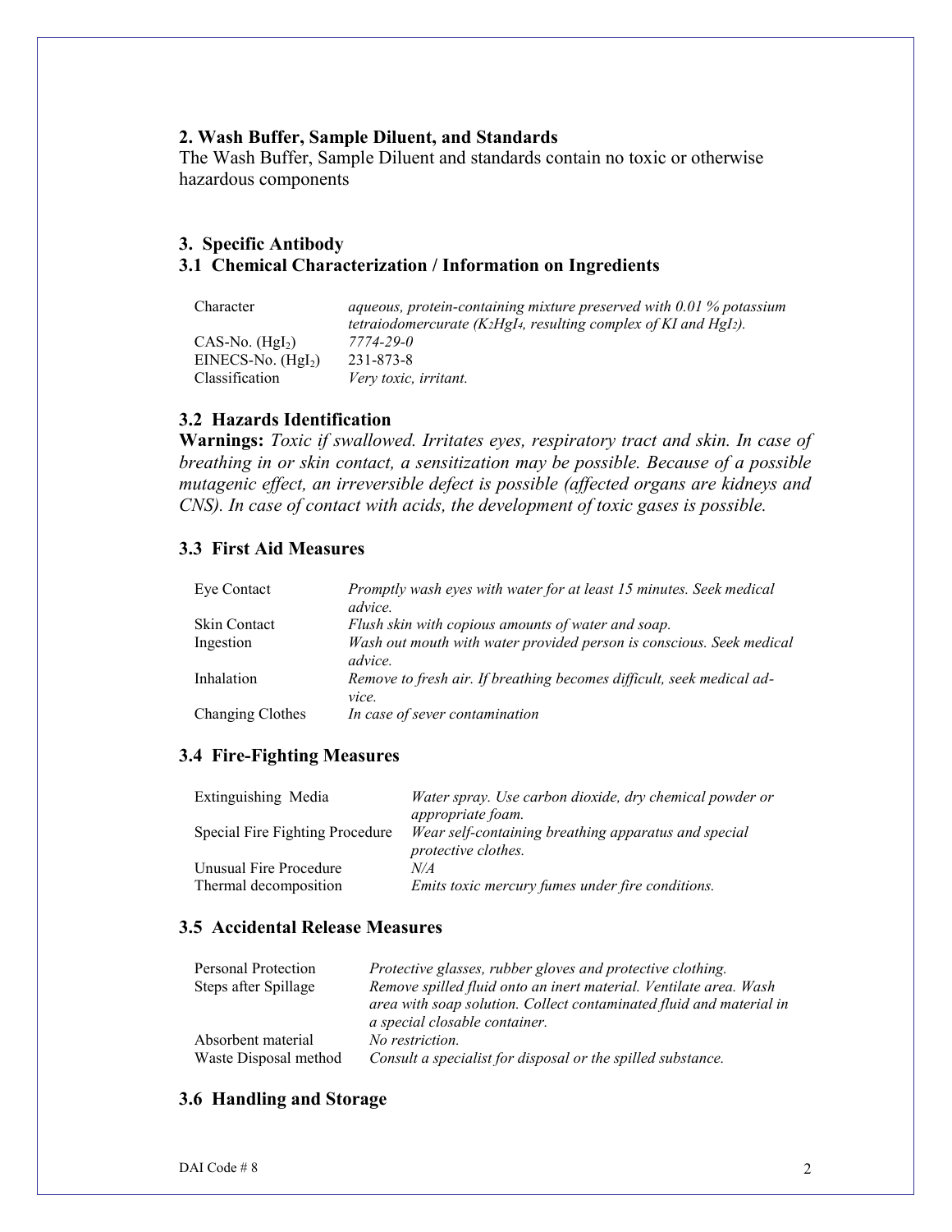## 2. Wash Buffer, Sample Diluent, and Standards

The Wash Buffer, Sample Diluent and standards contain no toxic or otherwise hazardous components

## 3. Specific Antibody

### 3.1 Chemical Characterization / Information on Ingredients

| | |
|---|---|
| Character | *aqueous, protein-containing mixture preserved with 0.01 % potassium tetraiodomercurate ($K_2HgI_4$, resulting complex of KI and $HgI_2$).* |
| CAS-No. ($HgI_2$) | *7774-29-0* |
| EINECS-No. ($HgI_2$) | 231-873-8 |
| Classification | *Very toxic, irritant.* |

### 3.2 Hazards Identification

**Warnings:** *Toxic if swallowed. Irritates eyes, respiratory tract and skin. In case of breathing in or skin contact, a sensitization may be possible. Because of a possible mutagenic effect, an irreversible defect is possible (affected organs are kidneys and CNS). In case of contact with acids, the development of toxic gases is possible.*

### 3.3 First Aid Measures

| | |
|---|---|
| Eye Contact | *Promptly wash eyes with water for at least 15 minutes. Seek medical advice.* |
| Skin Contact | *Flush skin with copious amounts of water and soap.* |
| Ingestion | *Wash out mouth with water provided person is conscious. Seek medical advice.* |
| Inhalation | *Remove to fresh air. If breathing becomes difficult, seek medical advice.* |
| Changing Clothes | *In case of sever contamination* |

### 3.4 Fire-Fighting Measures

| | |
|---|---|
| Extinguishing Media | *Water spray. Use carbon dioxide, dry chemical powder or appropriate foam.* |
| Special Fire Fighting Procedure | *Wear self-containing breathing apparatus and special protective clothes.* |
| Unusual Fire Procedure | *N/A* |
| Thermal decomposition | *Emits toxic mercury fumes under fire conditions.* |

### 3.5 Accidental Release Measures

| | |
|---|---|
| Personal Protection | *Protective glasses, rubber gloves and protective clothing.* |
| Steps after Spillage | *Remove spilled fluid onto an inert material. Ventilate area. Wash area with soap solution. Collect contaminated fluid and material in a special closable container.* |
| Absorbent material | *No restriction.* |
| Waste Disposal method | *Consult a specialist for disposal or the spilled substance.* |

### 3.6 Handling and Storage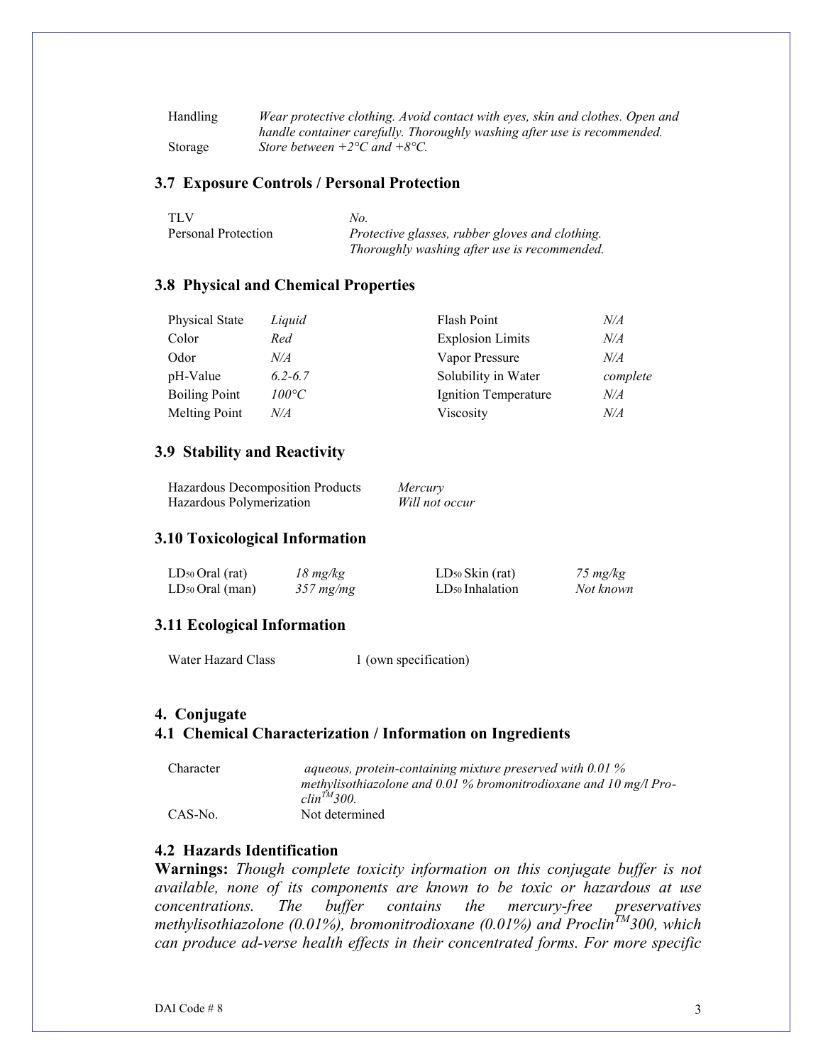| | |
|---|---|
| Handling | *Wear protective clothing. Avoid contact with eyes, skin and clothes. Open and handle container carefully. Thoroughly washing after use is recommended.* |
| Storage | *Store between +2°C and +8°C.* |

### 3.7 Exposure Controls / Personal Protection

| | |
|---|---|
| TLV | *No.* |
| Personal Protection | *Protective glasses, rubber gloves and clothing. Thoroughly washing after use is recommended.* |

### 3.8 Physical and Chemical Properties

| | | | |
|---|---|---|---|
| Physical State | *Liquid* | Flash Point | *N/A* |
| Color | *Red* | Explosion Limits | *N/A* |
| Odor | *N/A* | Vapor Pressure | *N/A* |
| pH-Value | *6.2-6.7* | Solubility in Water | *complete* |
| Boiling Point | *100°C* | Ignition Temperature | *N/A* |
| Melting Point | *N/A* | Viscosity | *N/A* |

### 3.9 Stability and Reactivity

| | |
|---|---|
| Hazardous Decomposition Products | *Mercury* |
| Hazardous Polymerization | *Will not occur* |

### 3.10 Toxicological Information

| | | | |
|---|---|---|---|
| $LD_{50}$ Oral (rat) | *18 mg/kg* | $LD_{50}$ Skin (rat) | *75 mg/kg* |
| $LD_{50}$ Oral (man) | *357 mg/mg* | $LD_{50}$ Inhalation | *Not known* |

### 3.11 Ecological Information

| | |
|---|---|
| Water Hazard Class | 1 (own specification) |

## 4. Conjugate

### 4.1 Chemical Characterization / Information on Ingredients

| | |
|---|---|
| Character | *aqueous, protein-containing mixture preserved with 0.01 % methylisothiazolone and 0.01 % bromonitrodioxane and 10 mg/l Pro-clin™300.* |
| CAS-No. | Not determined |

### 4.2 Hazards Identification

**Warnings:** *Though complete toxicity information on this conjugate buffer is not available, none of its components are known to be toxic or hazardous at use concentrations. The buffer contains the mercury-free preservatives methylisothiazolone (0.01%), bromonitrodioxane (0.01%) and Proclin™300, which can produce ad-verse health effects in their concentrated forms. For more specific*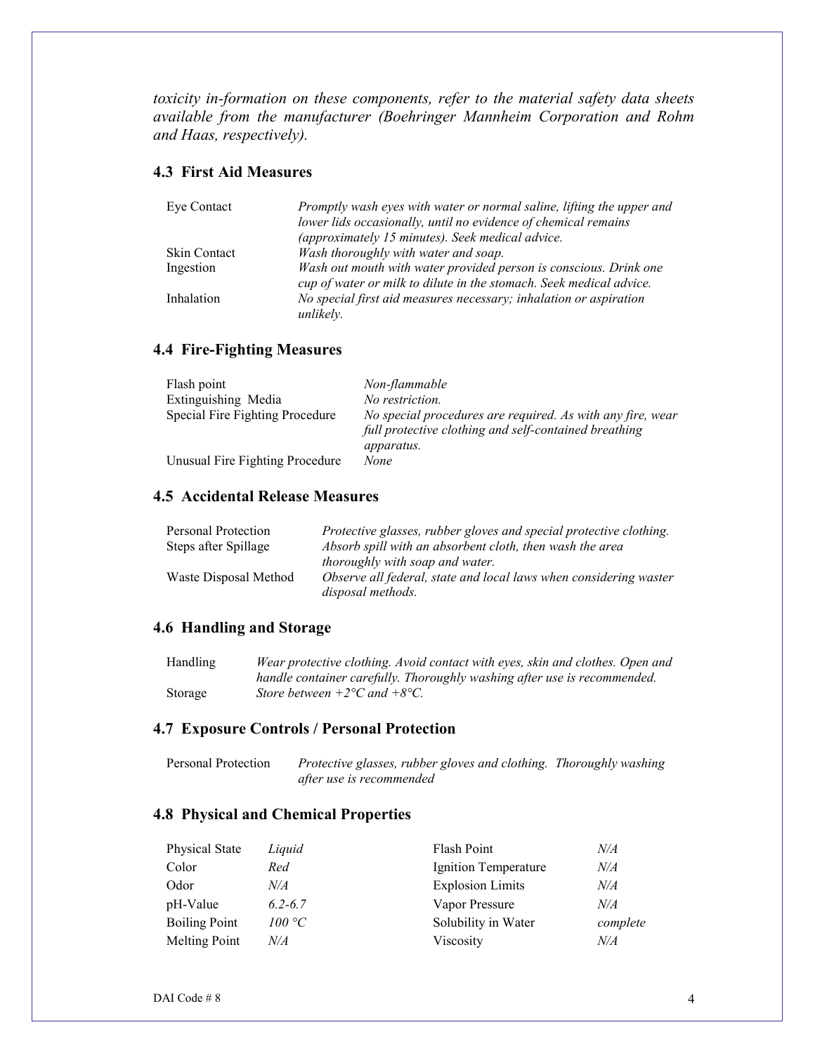*toxicity in-formation on these components, refer to the material safety data sheets available from the manufacturer (Boehringer Mannheim Corporation and Rohm and Haas, respectively).*

### 4.3 First Aid Measures

| | |
|---|---|
| Eye Contact | *Promptly wash eyes with water or normal saline, lifting the upper and lower lids occasionally, until no evidence of chemical remains (approximately 15 minutes). Seek medical advice.* |
| Skin Contact | *Wash thoroughly with water and soap.* |
| Ingestion | *Wash out mouth with water provided person is conscious. Drink one cup of water or milk to dilute in the stomach. Seek medical advice.* |
| Inhalation | *No special first aid measures necessary; inhalation or aspiration unlikely.* |

### 4.4 Fire-Fighting Measures

| | |
|---|---|
| Flash point | *Non-flammable* |
| Extinguishing Media | *No restriction.* |
| Special Fire Fighting Procedure | *No special procedures are required. As with any fire, wear full protective clothing and self-contained breathing apparatus.* |
| Unusual Fire Fighting Procedure | *None* |

### 4.5 Accidental Release Measures

| | |
|---|---|
| Personal Protection | *Protective glasses, rubber gloves and special protective clothing.* |
| Steps after Spillage | *Absorb spill with an absorbent cloth, then wash the area thoroughly with soap and water.* |
| Waste Disposal Method | *Observe all federal, state and local laws when considering waster disposal methods.* |

### 4.6 Handling and Storage

| | |
|---|---|
| Handling | *Wear protective clothing. Avoid contact with eyes, skin and clothes. Open and handle container carefully. Thoroughly washing after use is recommended.* |
| Storage | *Store between +2°C and +8°C.* |

### 4.7 Exposure Controls / Personal Protection

| | |
|---|---|
| Personal Protection | *Protective glasses, rubber gloves and clothing. Thoroughly washing after use is recommended* |

### 4.8 Physical and Chemical Properties

| | | | |
|---|---|---|---|
| Physical State | *Liquid* | Flash Point | *N/A* |
| Color | *Red* | Ignition Temperature | *N/A* |
| Odor | *N/A* | Explosion Limits | *N/A* |
| pH-Value | *6.2-6.7* | Vapor Pressure | *N/A* |
| Boiling Point | *100 °C* | Solubility in Water | *complete* |
| Melting Point | *N/A* | Viscosity | *N/A* |

DAI Code # 8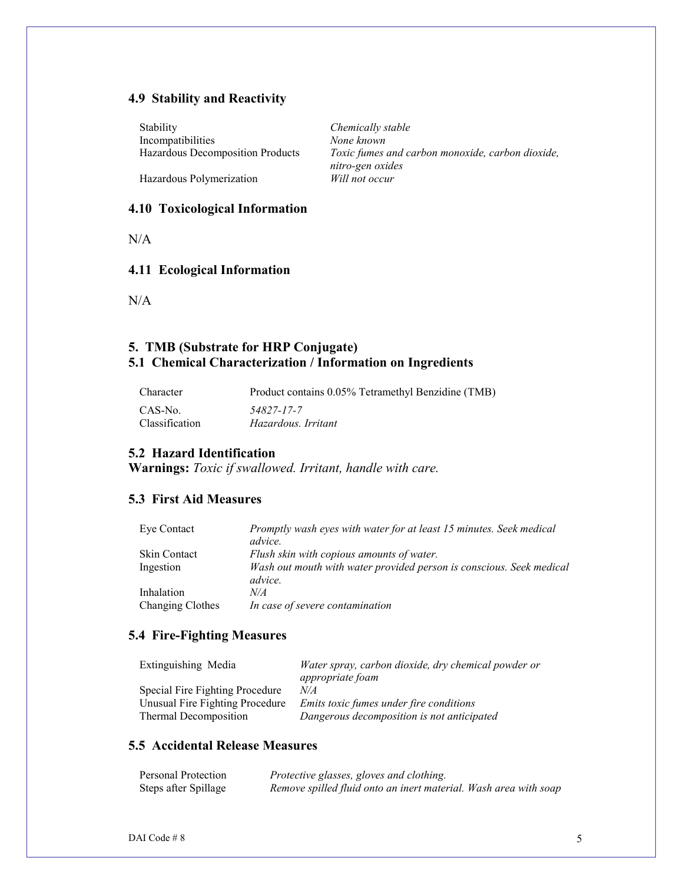### 4.9 Stability and Reactivity

| | |
|---|---|
| Stability | *Chemically stable* |
| Incompatibilities | *None known* |
| Hazardous Decomposition Products | *Toxic fumes and carbon monoxide, carbon dioxide, nitro-gen oxides* |
| Hazardous Polymerization | *Will not occur* |

### 4.10 Toxicological Information

N/A

### 4.11 Ecological Information

N/A

## 5. TMB (Substrate for HRP Conjugate)

### 5.1 Chemical Characterization / Information on Ingredients

| | |
|---|---|
| Character | Product contains 0.05% Tetramethyl Benzidine (TMB) |
| CAS-No. | *54827-17-7* |
| Classification | *Hazardous. Irritant* |

### 5.2 Hazard Identification

**Warnings:** *Toxic if swallowed. Irritant, handle with care.*

### 5.3 First Aid Measures

| | |
|---|---|
| Eye Contact | *Promptly wash eyes with water for at least 15 minutes. Seek medical advice.* |
| Skin Contact | *Flush skin with copious amounts of water.* |
| Ingestion | *Wash out mouth with water provided person is conscious. Seek medical advice.* |
| Inhalation | *N/A* |
| Changing Clothes | *In case of severe contamination* |

### 5.4 Fire-Fighting Measures

| | |
|---|---|
| Extinguishing Media | *Water spray, carbon dioxide, dry chemical powder or appropriate foam* |
| Special Fire Fighting Procedure | *N/A* |
| Unusual Fire Fighting Procedure | *Emits toxic fumes under fire conditions* |
| Thermal Decomposition | *Dangerous decomposition is not anticipated* |

### 5.5 Accidental Release Measures

| | |
|---|---|
| Personal Protection | *Protective glasses, gloves and clothing.* |
| Steps after Spillage | *Remove spilled fluid onto an inert material. Wash area with soap* |

DAI Code # 8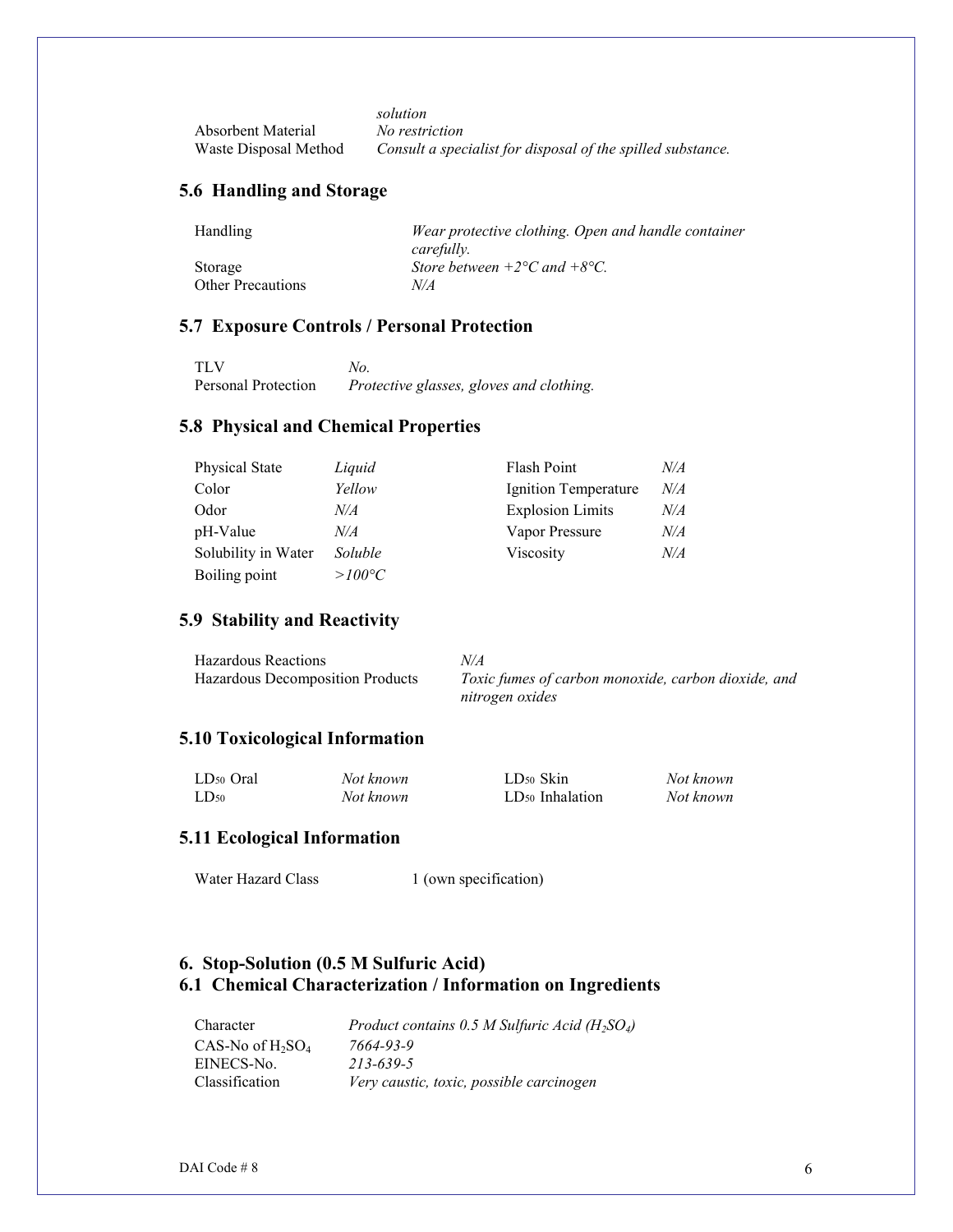| | |
|---|---|
| | *solution* |
| Absorbent Material | *No restriction* |
| Waste Disposal Method | *Consult a specialist for disposal of the spilled substance.* |

## 5.6 Handling and Storage

| | |
|---|---|
| Handling | *Wear protective clothing. Open and handle container carefully.* |
| Storage | *Store between +2°C and +8°C.* |
| Other Precautions | *N/A* |

## 5.7 Exposure Controls / Personal Protection

| | |
|---|---|
| TLV | *No.* |
| Personal Protection | *Protective glasses, gloves and clothing.* |

## 5.8 Physical and Chemical Properties

| | | | |
|---|---|---|---|
| Physical State | *Liquid* | Flash Point | *N/A* |
| Color | *Yellow* | Ignition Temperature | *N/A* |
| Odor | *N/A* | Explosion Limits | *N/A* |
| pH-Value | *N/A* | Vapor Pressure | *N/A* |
| Solubility in Water | *Soluble* | Viscosity | *N/A* |
| Boiling point | *>100°C* | | |

## 5.9 Stability and Reactivity

| | |
|---|---|
| Hazardous Reactions | *N/A* |
| Hazardous Decomposition Products | *Toxic fumes of carbon monoxide, carbon dioxide, and nitrogen oxides* |

## 5.10 Toxicological Information

| | | | |
|---|---|---|---|
| $LD_{50}$ Oral | *Not known* | $LD_{50}$ Skin | *Not known* |
| $LD_{50}$ | *Not known* | $LD_{50}$ Inhalation | *Not known* |

## 5.11 Ecological Information

| | |
|---|---|
| Water Hazard Class | 1 (own specification) |

# 6. Stop-Solution (0.5 M Sulfuric Acid)

## 6.1 Chemical Characterization / Information on Ingredients

| | |
|---|---|
| Character | *Product contains 0.5 M Sulfuric Acid ($H_2SO_4$)* |
| CAS-No of $H_2SO_4$ | *7664-93-9* |
| EINECS-No. | *213-639-5* |
| Classification | *Very caustic, toxic, possible carcinogen* |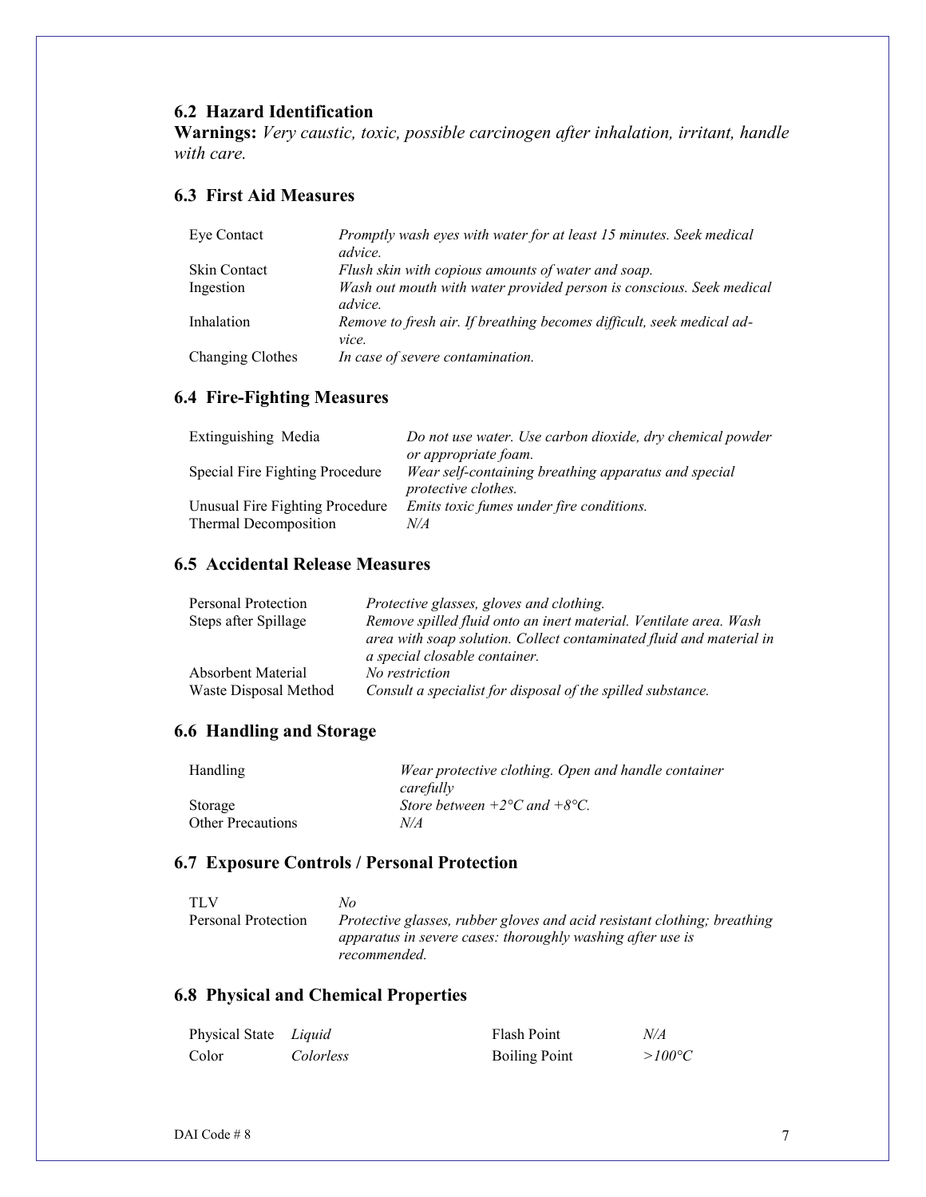## 6.2 Hazard Identification

**Warnings:** *Very caustic, toxic, possible carcinogen after inhalation, irritant, handle with care.*

## 6.3 First Aid Measures

| | |
|---|---|
| Eye Contact | *Promptly wash eyes with water for at least 15 minutes. Seek medical advice.* |
| Skin Contact | *Flush skin with copious amounts of water and soap.* |
| Ingestion | *Wash out mouth with water provided person is conscious. Seek medical advice.* |
| Inhalation | *Remove to fresh air. If breathing becomes difficult, seek medical advice.* |
| Changing Clothes | *In case of severe contamination.* |

## 6.4 Fire-Fighting Measures

| | |
|---|---|
| Extinguishing Media | *Do not use water. Use carbon dioxide, dry chemical powder or appropriate foam.* |
| Special Fire Fighting Procedure | *Wear self-containing breathing apparatus and special protective clothes.* |
| Unusual Fire Fighting Procedure | *Emits toxic fumes under fire conditions.* |
| Thermal Decomposition | *N/A* |

## 6.5 Accidental Release Measures

| | |
|---|---|
| Personal Protection | *Protective glasses, gloves and clothing.* |
| Steps after Spillage | *Remove spilled fluid onto an inert material. Ventilate area. Wash area with soap solution. Collect contaminated fluid and material in a special closable container.* |
| Absorbent Material | *No restriction* |
| Waste Disposal Method | *Consult a specialist for disposal of the spilled substance.* |

## 6.6 Handling and Storage

| | |
|---|---|
| Handling | *Wear protective clothing. Open and handle container carefully* |
| Storage | *Store between +2°C and +8°C.* |
| Other Precautions | *N/A* |

## 6.7 Exposure Controls / Personal Protection

| | |
|---|---|
| TLV | *No* |
| Personal Protection | *Protective glasses, rubber gloves and acid resistant clothing; breathing apparatus in severe cases: thoroughly washing after use is recommended.* |

## 6.8 Physical and Chemical Properties

| | | | |
|---|---|---|---|
| Physical State | *Liquid* | Flash Point | *N/A* |
| Color | *Colorless* | Boiling Point | *>100°C* |

DAI Code # 8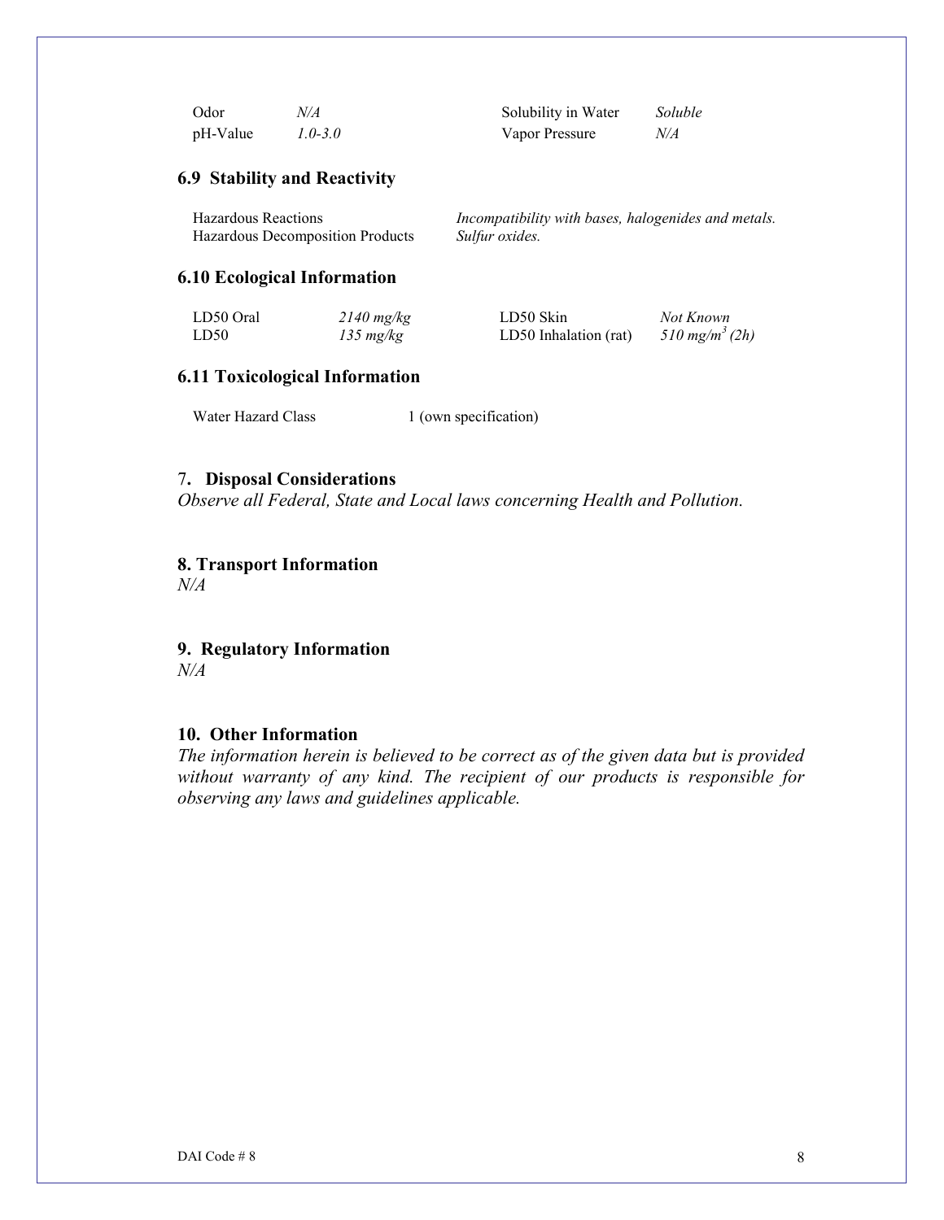| | | | |
|---|---|---|---|
| Odor | *N/A* | Solubility in Water | *Soluble* |
| pH-Value | *1.0-3.0* | Vapor Pressure | *N/A* |

### 6.9 Stability and Reactivity

| | |
|---|---|
| Hazardous Reactions | *Incompatibility with bases, halogenides and metals.* |
| Hazardous Decomposition Products | *Sulfur oxides.* |

### 6.10 Ecological Information

| | | | |
|---|---|---|---|
| LD50 Oral | *2140 mg/kg* | LD50 Skin | *Not Known* |
| LD50 | *135 mg/kg* | LD50 Inhalation (rat) | *510 mg/m$^3$ (2h)* |

### 6.11 Toxicological Information

| | |
|---|---|
| Water Hazard Class | 1 (own specification) |

## 7. Disposal Considerations

*Observe all Federal, State and Local laws concerning Health and Pollution.*

## 8. Transport Information

*N/A*

## 9. Regulatory Information

*N/A*

## 10. Other Information

*The information herein is believed to be correct as of the given data but is provided without warranty of any kind. The recipient of our products is responsible for observing any laws and guidelines applicable.*

DAI Code # 8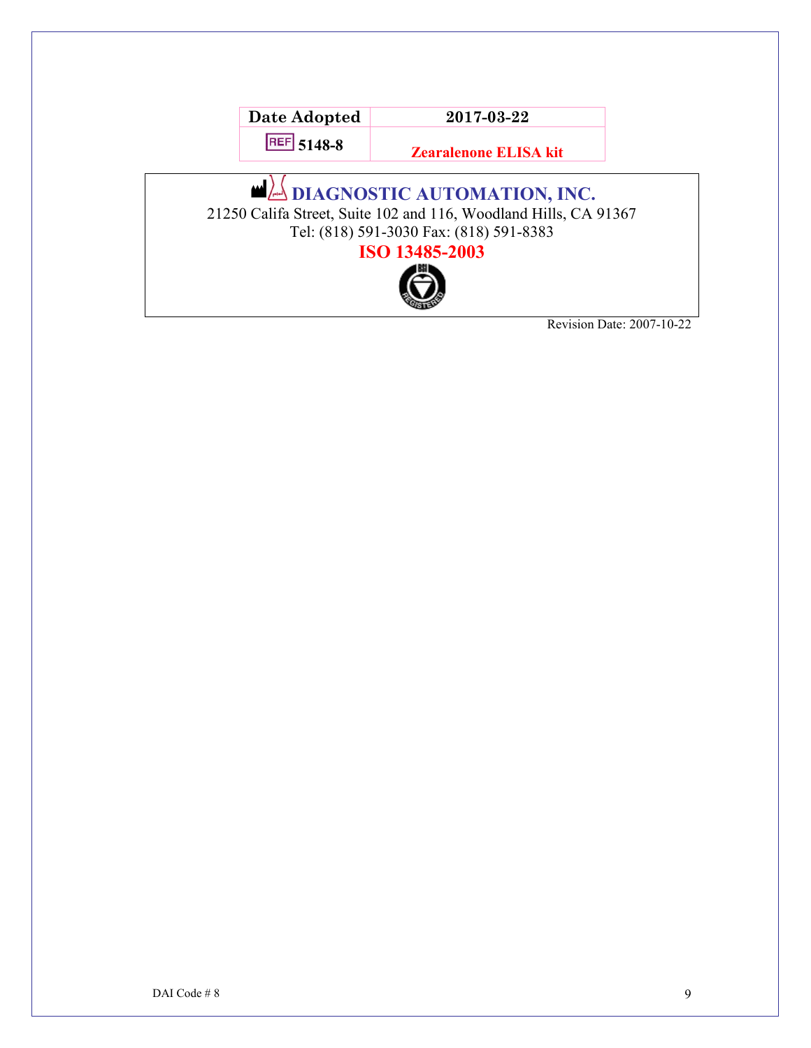| Date Adopted | 2017-03-22 |
|---|---|
| REF 5148-8 | Zearalenone ELISA kit |

**DIAGNOSTIC AUTOMATION, INC.**

21250 Califa Street, Suite 102 and 116, Woodland Hills, CA 91367

Tel: (818) 591-3030 Fax: (818) 591-8383

**ISO 13485-2003**

Revision Date: 2007-10-22

DAI Code # 8